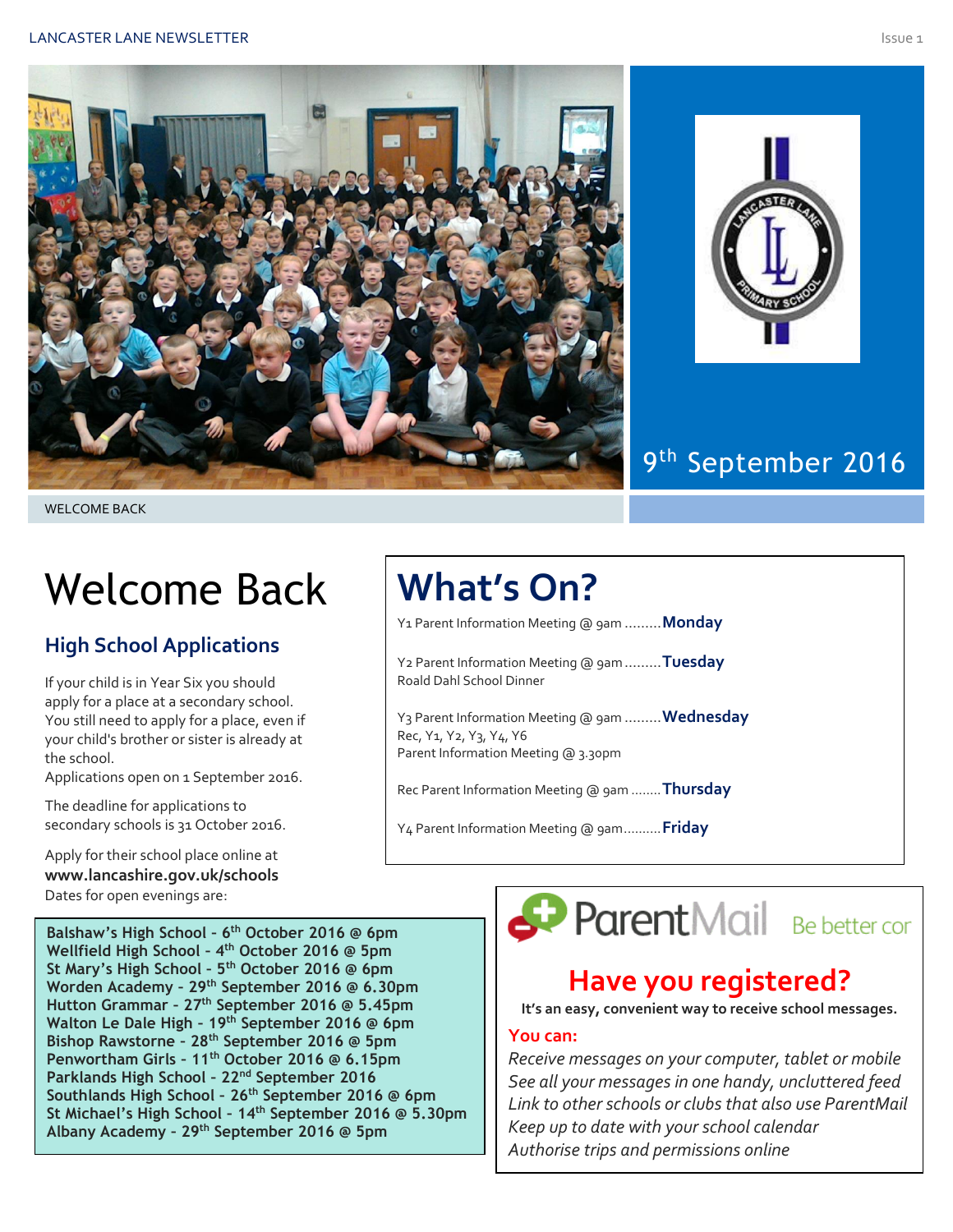9th September 2016

WELCOME BACK

# Welcome Back

## High School Applications

If your child is in Year Six you should apply for a place at a secondary school. You still need to apply for a place, even if your child's brother or sister is already at the school.
Applications open on 1 September 2016.

The deadline for applications to secondary schools is 31 October 2016.

Apply for their school place online at **www.lancashire.gov.uk/schools**
Dates for open evenings are:

**Balshaw's High School - 6th October 2016 @ 6pm**
**Wellfield High School - 4th October 2016 @ 5pm**
**St Mary's High School - 5th October 2016 @ 6pm**
**Worden Academy - 29th September 2016 @ 6.30pm**
**Hutton Grammar - 27th September 2016 @ 5.45pm**
**Walton Le Dale High - 19th September 2016 @ 6pm**
**Bishop Rawstorne - 28th September 2016 @ 5pm**
**Penwortham Girls - 11th October 2016 @ 6.15pm**
**Parklands High School - 22nd September 2016**
**Southlands High School - 26th September 2016 @ 6pm**
**St Michael's High School - 14th September 2016 @ 5.30pm**
**Albany Academy - 29th September 2016 @ 5pm**

# What's On?

Y1 Parent Information Meeting @ 9am ......... **Monday**

Y2 Parent Information Meeting @ 9am ......... **Tuesday**
Roald Dahl School Dinner

Y3 Parent Information Meeting @ 9am ......... **Wednesday**
Rec, Y1, Y2, Y3, Y4, Y6
Parent Information Meeting @ 3.30pm

Rec Parent Information Meeting @ 9am ........ **Thursday**

Y4 Parent Information Meeting @ 9am.......... **Friday**

ParentMail Be better cor

## Have you registered?

**It's an easy, convenient way to receive school messages.**

**You can:**

*Receive messages on your computer, tablet or mobile*
*See all your messages in one handy, uncluttered feed*
*Link to other schools or clubs that also use ParentMail*
*Keep up to date with your school calendar*
*Authorise trips and permissions online*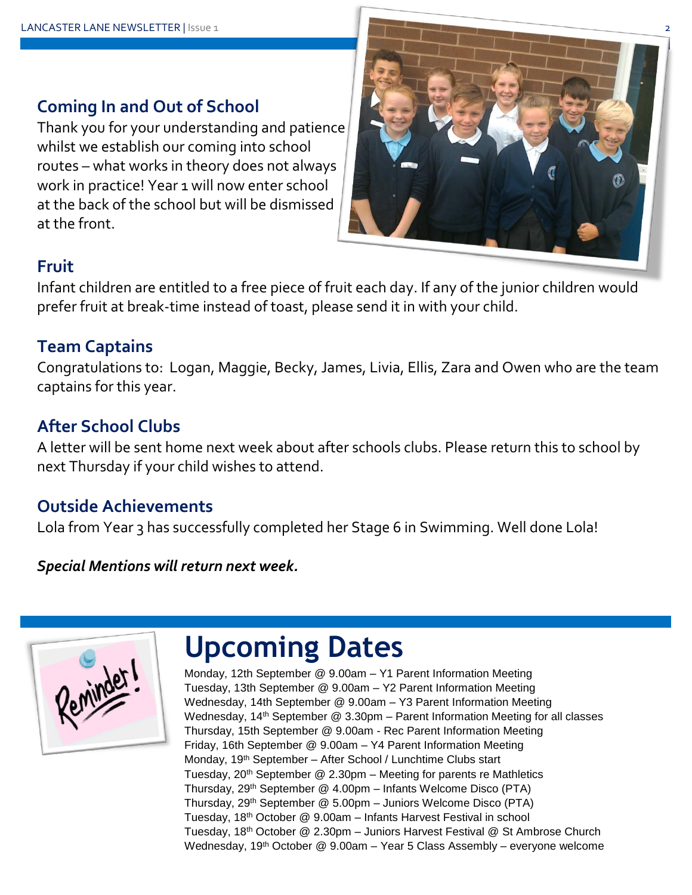## Coming In and Out of School

Thank you for your understanding and patience whilst we establish our coming into school routes – what works in theory does not always work in practice! Year 1 will now enter school at the back of the school but will be dismissed at the front.

## Fruit

Infant children are entitled to a free piece of fruit each day. If any of the junior children would prefer fruit at break-time instead of toast, please send it in with your child.

## Team Captains

Congratulations to: Logan, Maggie, Becky, James, Livia, Ellis, Zara and Owen who are the team captains for this year.

## After School Clubs

A letter will be sent home next week about after schools clubs. Please return this to school by next Thursday if your child wishes to attend.

## Outside Achievements

Lola from Year 3 has successfully completed her Stage 6 in Swimming. Well done Lola!

***Special Mentions will return next week.***

# Upcoming Dates

Monday, 12th September @ 9.00am – Y1 Parent Information Meeting
Tuesday, 13th September @ 9.00am – Y2 Parent Information Meeting
Wednesday, 14th September @ 9.00am – Y3 Parent Information Meeting
Wednesday, 14th September @ 3.30pm – Parent Information Meeting for all classes
Thursday, 15th September @ 9.00am - Rec Parent Information Meeting
Friday, 16th September @ 9.00am – Y4 Parent Information Meeting
Monday, 19th September – After School / Lunchtime Clubs start
Tuesday, 20th September @ 2.30pm – Meeting for parents re Mathletics
Thursday, 29th September @ 4.00pm – Infants Welcome Disco (PTA)
Thursday, 29th September @ 5.00pm – Juniors Welcome Disco (PTA)
Tuesday, 18th October @ 9.00am – Infants Harvest Festival in school
Tuesday, 18th October @ 2.30pm – Juniors Harvest Festival @ St Ambrose Church
Wednesday, 19th October @ 9.00am – Year 5 Class Assembly – everyone welcome